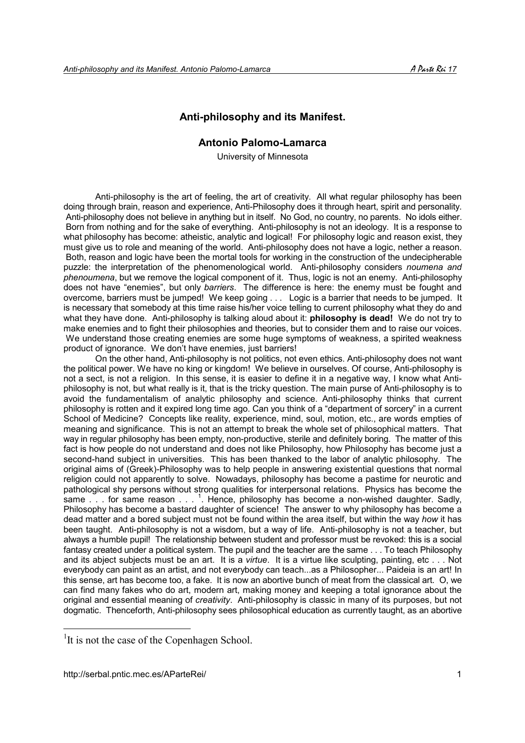# Anti-philosophy and its Manifest.

## Antonio Palomo-Lamarca

University of Minnesota

Anti-philosophy is the art of feeling, the art of creativity. All what regular philosophy has been doing through brain, reason and experience, Anti-Philosophy does it through heart, spirit and personality. Anti-philosophy does not believe in anything but in itself. No God, no country, no parents. No idols either. Born from nothing and for the sake of everything. Anti-philosophy is not an ideology. It is a response to what philosophy has become: atheistic, analytic and logical! For philosophy logic and reason exist, they must give us to role and meaning of the world. Anti-philosophy does not have a logic, nether a reason. Both, reason and logic have been the mortal tools for working in the construction of the undecipherable puzzle: the interpretation of the phenomenological world. Anti-philosophy considers *noumena and phenoumena*, but we remove the logical component of it. Thus, logic is not an enemy. Anti-philosophy does not have "enemies", but only *barriers*. The difference is here: the enemy must be fought and overcome, barriers must be jumped! We keep going . . . Logic is a barrier that needs to be jumped. It is necessary that somebody at this time raise his/her voice telling to current philosophy what they do and what they have done. Anti-philosophy is talking aloud about it: **philosophy is dead!** We do not try to make enemies and to fight their philosophies and theories, but to consider them and to raise our voices. We understand those creating enemies are some huge symptoms of weakness, a spirited weakness product of ignorance. We don't have enemies, just barriers!

On the other hand, Anti-philosophy is not politics, not even ethics. Anti-philosophy does not want the political power. We have no king or kingdom! We believe in ourselves. Of course, Anti-philosophy is not a sect, is not a religion. In this sense, it is easier to define it in a negative way, I know what Anti-philosophy is not, but what really is it, that is the tricky question. The main purse of Anti-philosophy is to avoid the fundamentalism of analytic philosophy and science. Anti-philosophy thinks that current philosophy is rotten and it expired long time ago. Can you think of a "department of sorcery" in a current School of Medicine? Concepts like reality, experience, mind, soul, motion, etc., are words empties of meaning and significance. This is not an attempt to break the whole set of philosophical matters. That way in regular philosophy has been empty, non-productive, sterile and definitely boring. The matter of this fact is how people do not understand and does not like Philosophy, how Philosophy has become just a second-hand subject in universities. This has been thanked to the labor of analytic philosophy. The original aims of (Greek)-Philosophy was to help people in answering existential questions that normal religion could not apparently to solve. Nowadays, philosophy has become a pastime for neurotic and pathological shy persons without strong qualities for interpersonal relations. Physics has become the same . . . for same reason . . . [1]. Hence, philosophy has become a non-wished daughter. Sadly, Philosophy has become a bastard daughter of science! The answer to why philosophy has become a dead matter and a bored subject must not be found within the area itself, but within the way *how* it has been taught. Anti-philosophy is not a wisdom, but a way of life. Anti-philosophy is not a teacher, but always a humble pupil! The relationship between student and professor must be revoked: this is a social fantasy created under a political system. The pupil and the teacher are the same . . . To teach Philosophy and its abject subjects must be an art. It is a *virtue*. It is a virtue like sculpting, painting, etc . . . Not everybody can paint as an artist, and not everybody can teach...as a Philosopher... Paideia is an art! In this sense, art has become too, a fake. It is now an abortive bunch of meat from the classical art. O, we can find many fakes who do art, modern art, making money and keeping a total ignorance about the original and essential meaning of *creativity*. Anti-philosophy is classic in many of its purposes, but not dogmatic. Thenceforth, Anti-philosophy sees philosophical education as currently taught, as an abortive

---

[1] It is not the case of the Copenhagen School.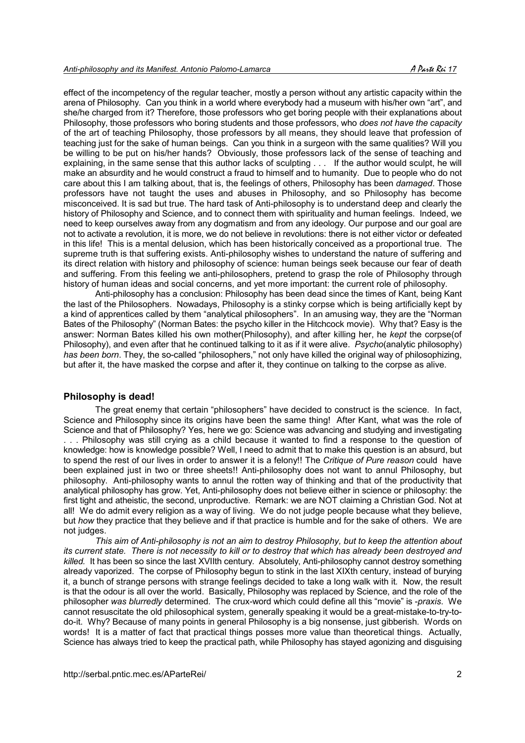effect of the incompetency of the regular teacher, mostly a person without any artistic capacity within the arena of Philosophy. Can you think in a world where everybody had a museum with his/her own "art", and she/he charged from it? Therefore, those professors who get boring people with their explanations about Philosophy, those professors who boring students and those professors, who *does not have the capacity* of the art of teaching Philosophy, those professors by all means, they should leave that profession of teaching just for the sake of human beings. Can you think in a surgeon with the same qualities? Will you be willing to be put on his/her hands? Obviously, those professors lack of the sense of teaching and explaining, in the same sense that this author lacks of sculpting . . . If the author would sculpt, he will make an absurdity and he would construct a fraud to himself and to humanity. Due to people who do not care about this I am talking about, that is, the feelings of others, Philosophy has been *damaged*. Those professors have not taught the uses and abuses in Philosophy, and so Philosophy has become misconceived. It is sad but true. The hard task of Anti-philosophy is to understand deep and clearly the history of Philosophy and Science, and to connect them with spirituality and human feelings. Indeed, we need to keep ourselves away from any dogmatism and from any ideology. Our purpose and our goal are not to activate a revolution, it is more, we do not believe in revolutions: there is not either victor or defeated in this life! This is a mental delusion, which has been historically conceived as a proportional true. The supreme truth is that suffering exists. Anti-philosophy wishes to understand the nature of suffering and its direct relation with history and philosophy of science: human beings seek because our fear of death and suffering. From this feeling we anti-philosophers, pretend to grasp the role of Philosophy through history of human ideas and social concerns, and yet more important: the current role of philosophy.

Anti-philosophy has a conclusion: Philosophy has been dead since the times of Kant, being Kant the last of the Philosophers. Nowadays, Philosophy is a stinky corpse which is being artificially kept by a kind of apprentices called by them "analytical philosophers". In an amusing way, they are the "Norman Bates of the Philosophy" (Norman Bates: the psycho killer in the Hitchcock movie). Why that? Easy is the answer: Norman Bates killed his own mother(Philosophy), and after killing her, he *kept* the corpse(of Philosophy), and even after that he continued talking to it as if it were alive. *Psycho*(analytic philosophy) *has been born*. They, the so-called "philosophers," not only have killed the original way of philosophizing, but after it, the have masked the corpse and after it, they continue on talking to the corpse as alive.

## Philosophy is dead!

The great enemy that certain "philosophers" have decided to construct is the science. In fact, Science and Philosophy since its origins have been the same thing! After Kant, what was the role of Science and that of Philosophy? Yes, here we go: Science was advancing and studying and investigating . . . Philosophy was still crying as a child because it wanted to find a response to the question of knowledge: how is knowledge possible? Well, I need to admit that to make this question is an absurd, but to spend the rest of our lives in order to answer it is a felony!! The *Critique of Pure reason* could have been explained just in two or three sheets!! Anti-philosophy does not want to annul Philosophy, but philosophy. Anti-philosophy wants to annul the rotten way of thinking and that of the productivity that analytical philosophy has grow. Yet, Anti-philosophy does not believe either in science or philosophy: the first tight and atheistic, the second, unproductive. Remark: we are NOT claiming a Christian God. Not at all! We do admit every religion as a way of living. We do not judge people because what they believe, but *how* they practice that they believe and if that practice is humble and for the sake of others. We are not judges.

*This aim of Anti-philosophy is not an aim to destroy Philosophy, but to keep the attention about its current state. There is not necessity to kill or to destroy that which has already been destroyed and killed.* It has been so since the last XVIIth century. Absolutely, Anti-philosophy cannot destroy something already vaporized. The corpse of Philosophy begun to stink in the last XIXth century, instead of burying it, a bunch of strange persons with strange feelings decided to take a long walk with it. Now, the result is that the odour is all over the world. Basically, Philosophy was replaced by Science, and the role of the philosopher *was blurredly* determined. The crux-word which could define all this "movie" is -*praxis*. We cannot resuscitate the old philosophical system, generally speaking it would be a great-mistake-to-try-to-do-it. Why? Because of many points in general Philosophy is a big nonsense, just gibberish. Words on words! It is a matter of fact that practical things posses more value than theoretical things. Actually, Science has always tried to keep the practical path, while Philosophy has stayed agonizing and disguising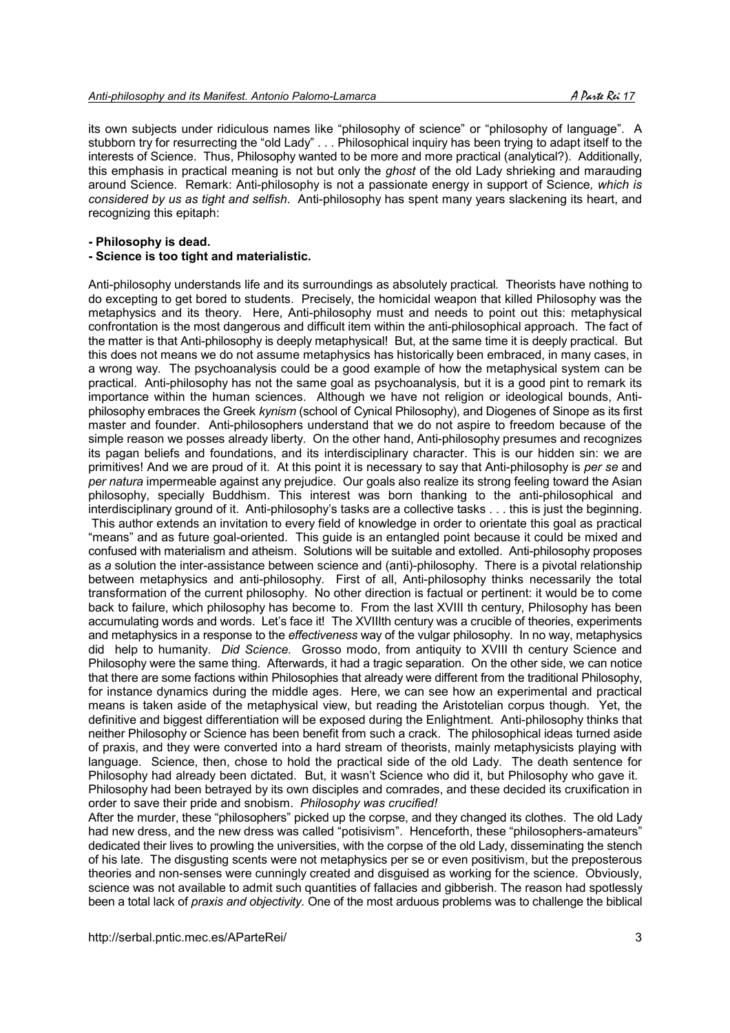its own subjects under ridiculous names like "philosophy of science" or "philosophy of language". A stubborn try for resurrecting the "old Lady" . . . Philosophical inquiry has been trying to adapt itself to the interests of Science. Thus, Philosophy wanted to be more and more practical (analytical?). Additionally, this emphasis in practical meaning is not but only the *ghost* of the old Lady shrieking and marauding around Science. Remark: Anti-philosophy is not a passionate energy in support of Science*, which is considered by us as tight and selfish*. Anti-philosophy has spent many years slackening its heart, and recognizing this epitaph:

**- Philosophy is dead.**
**- Science is too tight and materialistic.**

Anti-philosophy understands life and its surroundings as absolutely practical. Theorists have nothing to do excepting to get bored to students. Precisely, the homicidal weapon that killed Philosophy was the metaphysics and its theory. Here, Anti-philosophy must and needs to point out this: metaphysical confrontation is the most dangerous and difficult item within the anti-philosophical approach. The fact of the matter is that Anti-philosophy is deeply metaphysical! But, at the same time it is deeply practical. But this does not means we do not assume metaphysics has historically been embraced, in many cases, in a wrong way. The psychoanalysis could be a good example of how the metaphysical system can be practical. Anti-philosophy has not the same goal as psychoanalysis, but it is a good pint to remark its importance within the human sciences. Although we have not religion or ideological bounds, Anti-philosophy embraces the Greek *kynism* (school of Cynical Philosophy), and Diogenes of Sinope as its first master and founder. Anti-philosophers understand that we do not aspire to freedom because of the simple reason we posses already liberty. On the other hand, Anti-philosophy presumes and recognizes its pagan beliefs and foundations, and its interdisciplinary character. This is our hidden sin: we are primitives! And we are proud of it. At this point it is necessary to say that Anti-philosophy is *per se* and *per natura* impermeable against any prejudice. Our goals also realize its strong feeling toward the Asian philosophy, specially Buddhism. This interest was born thanking to the anti-philosophical and interdisciplinary ground of it. Anti-philosophy's tasks are a collective tasks . . . this is just the beginning. This author extends an invitation to every field of knowledge in order to orientate this goal as practical "means" and as future goal-oriented. This guide is an entangled point because it could be mixed and confused with materialism and atheism. Solutions will be suitable and extolled. Anti-philosophy proposes as *a* solution the inter-assistance between science and (anti)-philosophy. There is a pivotal relationship between metaphysics and anti-philosophy. First of all, Anti-philosophy thinks necessarily the total transformation of the current philosophy. No other direction is factual or pertinent: it would be to come back to failure, which philosophy has become to. From the last XVIII th century, Philosophy has been accumulating words and words. Let's face it! The XVIIIth century was a crucible of theories, experiments and metaphysics in a response to the *effectiveness* way of the vulgar philosophy. In no way, metaphysics did help to humanity. *Did Science.* Grosso modo, from antiquity to XVIII th century Science and Philosophy were the same thing. Afterwards, it had a tragic separation. On the other side, we can notice that there are some factions within Philosophies that already were different from the traditional Philosophy, for instance dynamics during the middle ages. Here, we can see how an experimental and practical means is taken aside of the metaphysical view, but reading the Aristotelian corpus though. Yet, the definitive and biggest differentiation will be exposed during the Enlightment. Anti-philosophy thinks that neither Philosophy or Science has been benefit from such a crack. The philosophical ideas turned aside of praxis, and they were converted into a hard stream of theorists, mainly metaphysicists playing with language. Science, then, chose to hold the practical side of the old Lady. The death sentence for Philosophy had already been dictated. But, it wasn't Science who did it, but Philosophy who gave it. Philosophy had been betrayed by its own disciples and comrades, and these decided its cruxification in order to save their pride and snobism. *Philosophy was crucified!*

After the murder, these "philosophers" picked up the corpse, and they changed its clothes. The old Lady had new dress, and the new dress was called "potisivism". Henceforth, these "philosophers-amateurs" dedicated their lives to prowling the universities, with the corpse of the old Lady, disseminating the stench of his late. The disgusting scents were not metaphysics per se or even positivism, but the preposterous theories and non-senses were cunningly created and disguised as working for the science. Obviously, science was not available to admit such quantities of fallacies and gibberish. The reason had spotlessly been a total lack of *praxis and objectivity.* One of the most arduous problems was to challenge the biblical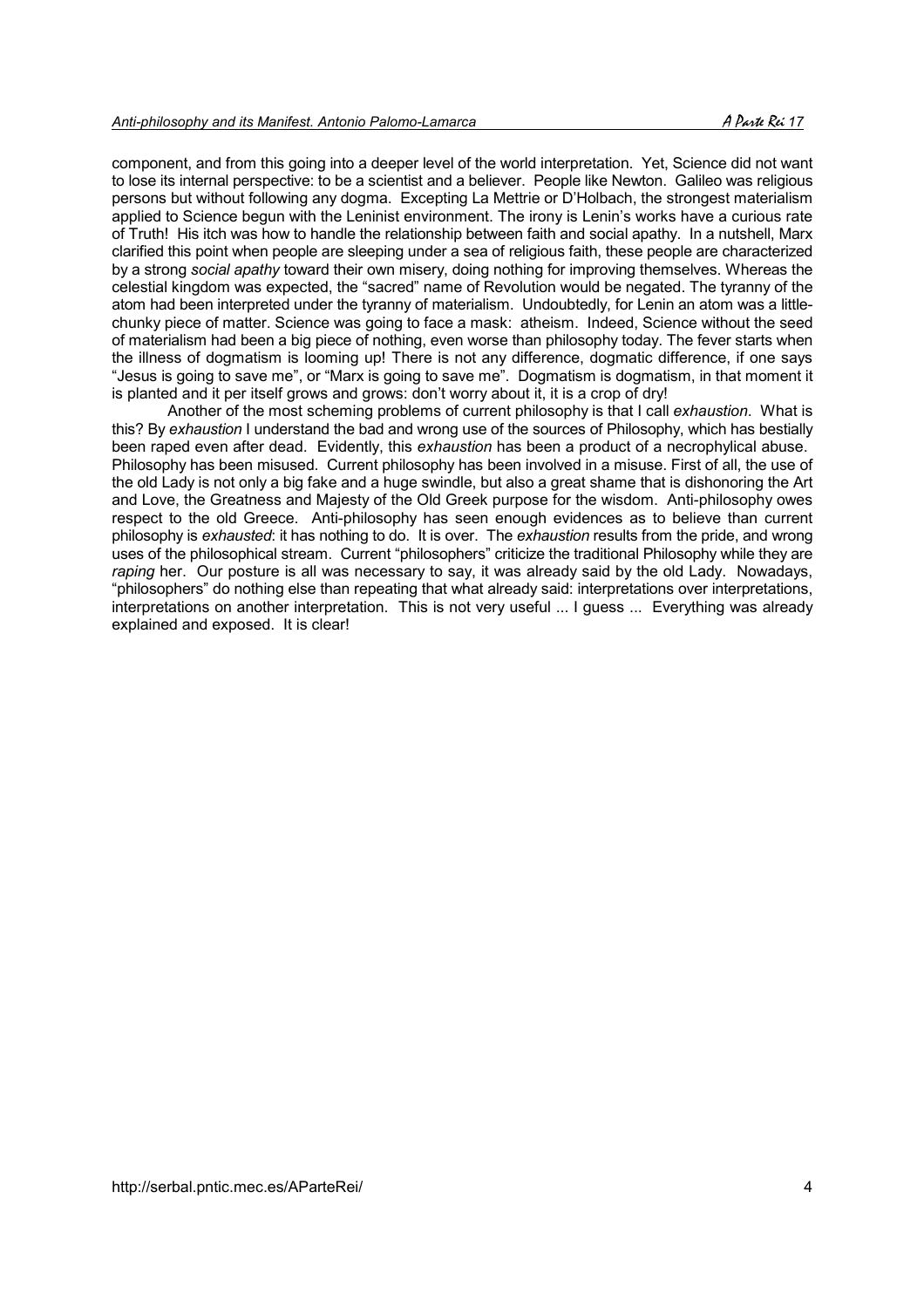component, and from this going into a deeper level of the world interpretation. Yet, Science did not want to lose its internal perspective: to be a scientist and a believer. People like Newton. Galileo was religious persons but without following any dogma. Excepting La Mettrie or D'Holbach, the strongest materialism applied to Science begun with the Leninist environment. The irony is Lenin's works have a curious rate of Truth! His itch was how to handle the relationship between faith and social apathy. In a nutshell, Marx clarified this point when people are sleeping under a sea of religious faith, these people are characterized by a strong *social apathy* toward their own misery, doing nothing for improving themselves. Whereas the celestial kingdom was expected, the "sacred" name of Revolution would be negated. The tyranny of the atom had been interpreted under the tyranny of materialism. Undoubtedly, for Lenin an atom was a little-chunky piece of matter. Science was going to face a mask: atheism. Indeed, Science without the seed of materialism had been a big piece of nothing, even worse than philosophy today. The fever starts when the illness of dogmatism is looming up! There is not any difference, dogmatic difference, if one says "Jesus is going to save me", or "Marx is going to save me". Dogmatism is dogmatism, in that moment it is planted and it per itself grows and grows: don't worry about it, it is a crop of dry!

Another of the most scheming problems of current philosophy is that I call *exhaustion*. What is this? By *exhaustion* I understand the bad and wrong use of the sources of Philosophy, which has bestially been raped even after dead. Evidently, this *exhaustion* has been a product of a necrophylical abuse. Philosophy has been misused. Current philosophy has been involved in a misuse. First of all, the use of the old Lady is not only a big fake and a huge swindle, but also a great shame that is dishonoring the Art and Love, the Greatness and Majesty of the Old Greek purpose for the wisdom. Anti-philosophy owes respect to the old Greece. Anti-philosophy has seen enough evidences as to believe than current philosophy is *exhausted*: it has nothing to do. It is over. The *exhaustion* results from the pride, and wrong uses of the philosophical stream. Current "philosophers" criticize the traditional Philosophy while they are *raping* her. Our posture is all was necessary to say, it was already said by the old Lady. Nowadays, "philosophers" do nothing else than repeating that what already said: interpretations over interpretations, interpretations on another interpretation. This is not very useful ... I guess ... Everything was already explained and exposed. It is clear!